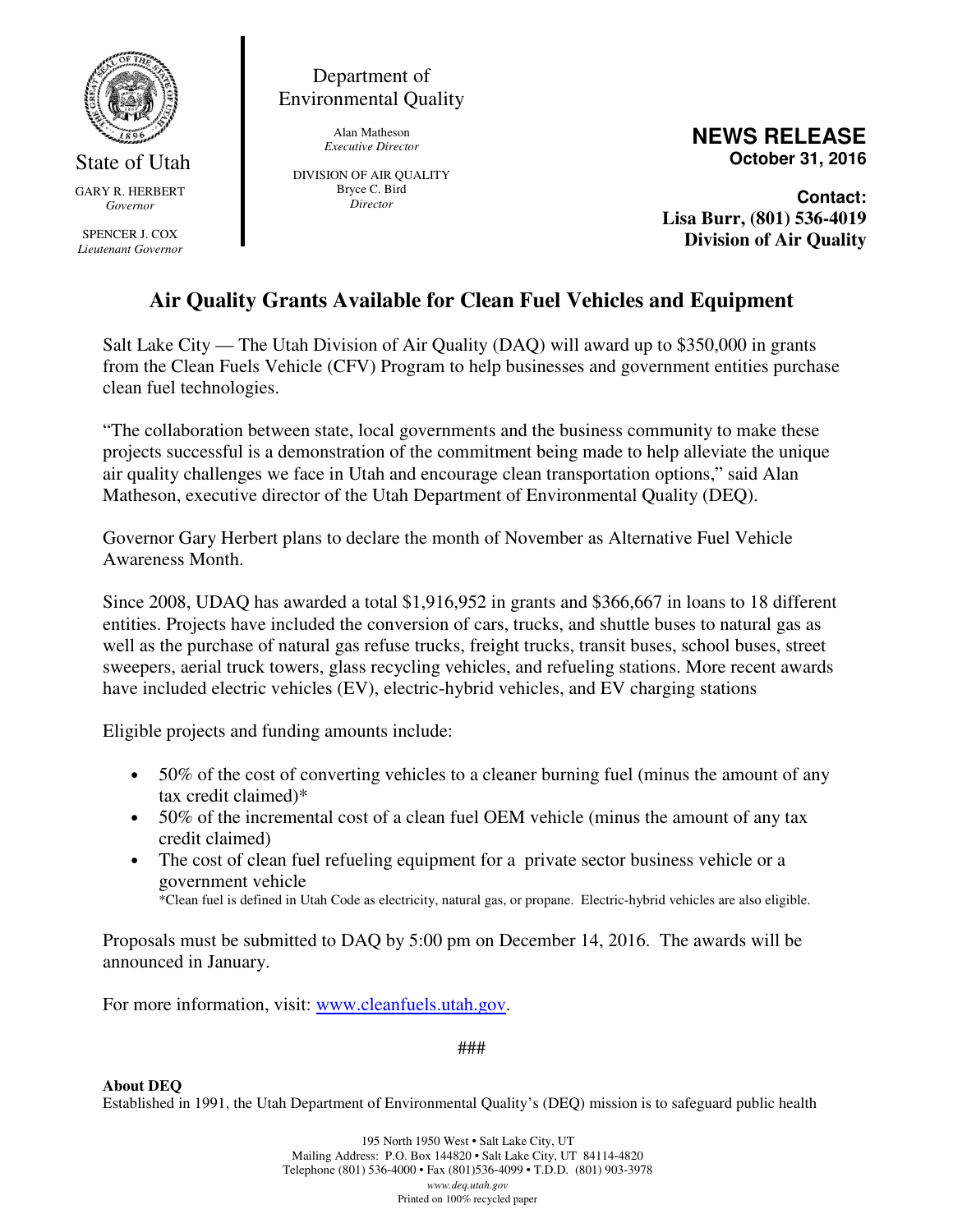State of Utah

GARY R. HERBERT
*Governor*

SPENCER J. COX
*Lieutenant Governor*

Department of Environmental Quality

Alan Matheson
*Executive Director*

DIVISION OF AIR QUALITY
Bryce C. Bird
*Director*

**NEWS RELEASE**
**October 31, 2016**

**Contact:**
**Lisa Burr, (801) 536-4019**
**Division of Air Quality**

## Air Quality Grants Available for Clean Fuel Vehicles and Equipment

Salt Lake City — The Utah Division of Air Quality (DAQ) will award up to $350,000 in grants from the Clean Fuels Vehicle (CFV) Program to help businesses and government entities purchase clean fuel technologies.

"The collaboration between state, local governments and the business community to make these projects successful is a demonstration of the commitment being made to help alleviate the unique air quality challenges we face in Utah and encourage clean transportation options," said Alan Matheson, executive director of the Utah Department of Environmental Quality (DEQ).

Governor Gary Herbert plans to declare the month of November as Alternative Fuel Vehicle Awareness Month.

Since 2008, UDAQ has awarded a total $1,916,952 in grants and $366,667 in loans to 18 different entities. Projects have included the conversion of cars, trucks, and shuttle buses to natural gas as well as the purchase of natural gas refuse trucks, freight trucks, transit buses, school buses, street sweepers, aerial truck towers, glass recycling vehicles, and refueling stations. More recent awards have included electric vehicles (EV), electric-hybrid vehicles, and EV charging stations

Eligible projects and funding amounts include:

- 50% of the cost of converting vehicles to a cleaner burning fuel (minus the amount of any tax credit claimed)*
- 50% of the incremental cost of a clean fuel OEM vehicle (minus the amount of any tax credit claimed)
- The cost of clean fuel refueling equipment for a private sector business vehicle or a government vehicle

*Clean fuel is defined in Utah Code as electricity, natural gas, or propane. Electric-hybrid vehicles are also eligible.

Proposals must be submitted to DAQ by 5:00 pm on December 14, 2016. The awards will be announced in January.

For more information, visit: [www.cleanfuels.utah.gov](http://www.cleanfuels.utah.gov).

###

**About DEQ**
Established in 1991, the Utah Department of Environmental Quality's (DEQ) mission is to safeguard public health

195 North 1950 West • Salt Lake City, UT
Mailing Address: P.O. Box 144820 • Salt Lake City, UT 84114-4820
Telephone (801) 536-4000 • Fax (801)536-4099 • T.D.D. (801) 903-3978
*www.deq.utah.gov*
Printed on 100% recycled paper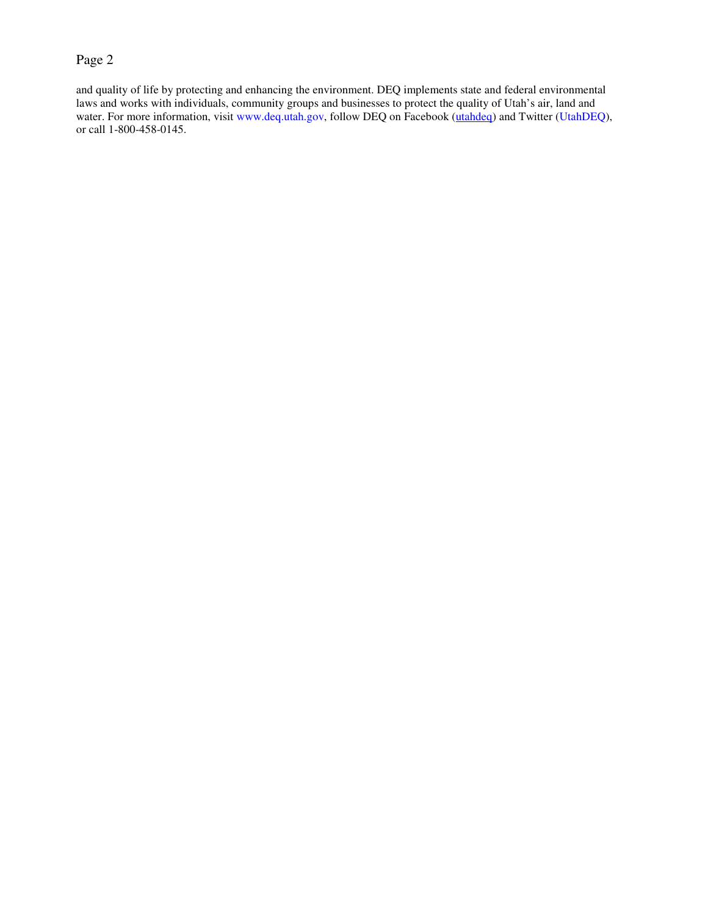and quality of life by protecting and enhancing the environment. DEQ implements state and federal environmental laws and works with individuals, community groups and businesses to protect the quality of Utah's air, land and water. For more information, visit www.deq.utah.gov, follow DEQ on Facebook (utahdeq) and Twitter (UtahDEQ), or call 1-800-458-0145.